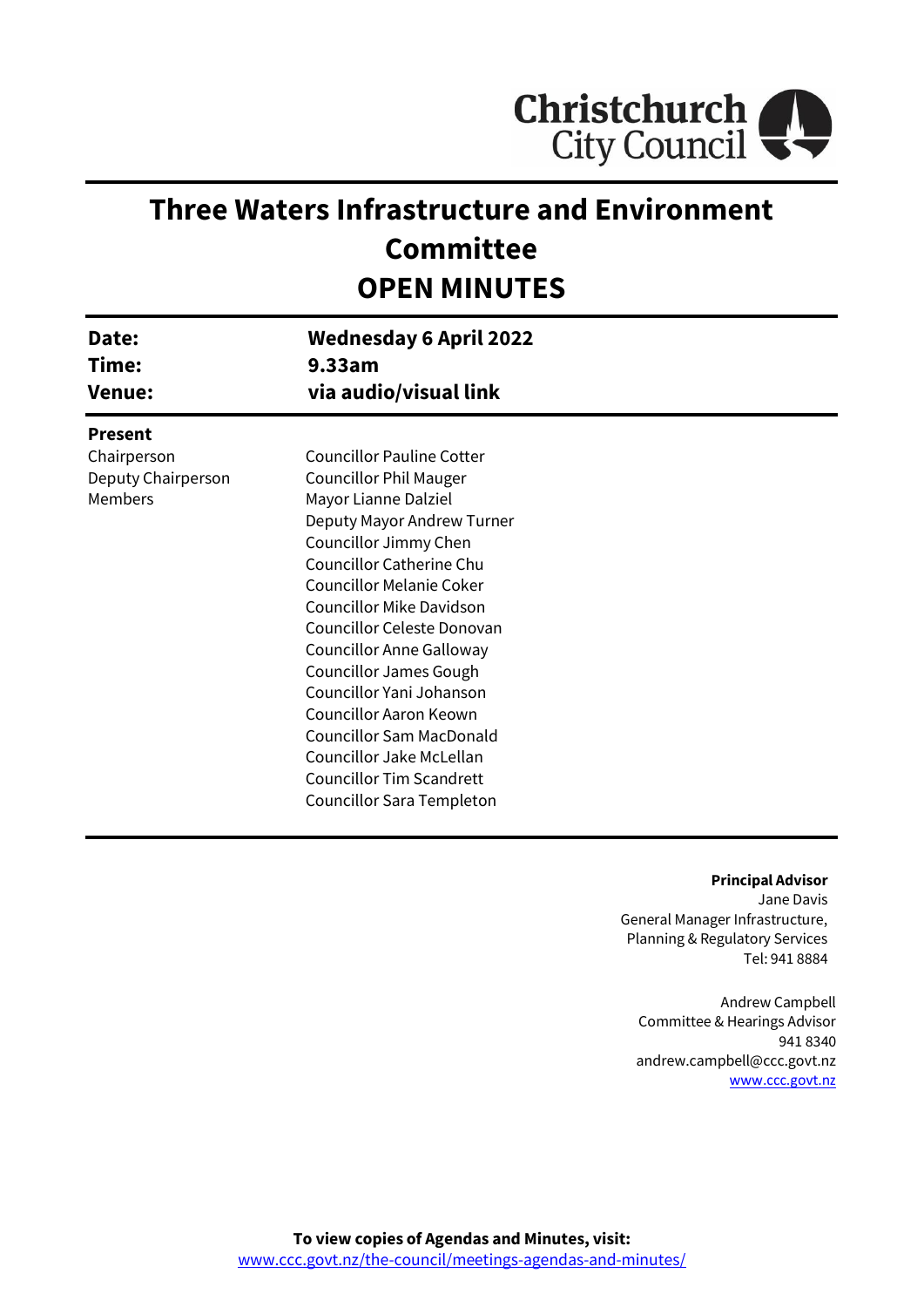Christchurch City Council

# Three Waters Infrastructure and Environment Committee
# OPEN MINUTES

| | |
|---|---|
| **Date:** | **Wednesday 6 April 2022** |
| **Time:** | **9.33am** |
| **Venue:** | **via audio/visual link** |

**Present**

| | |
|---|---|
| Chairperson | Councillor Pauline Cotter |
| Deputy Chairperson | Councillor Phil Mauger |
| Members | Mayor Lianne Dalziel |
| | Deputy Mayor Andrew Turner |
| | Councillor Jimmy Chen |
| | Councillor Catherine Chu |
| | Councillor Melanie Coker |
| | Councillor Mike Davidson |
| | Councillor Celeste Donovan |
| | Councillor Anne Galloway |
| | Councillor James Gough |
| | Councillor Yani Johanson |
| | Councillor Aaron Keown |
| | Councillor Sam MacDonald |
| | Councillor Jake McLellan |
| | Councillor Tim Scandrett |
| | Councillor Sara Templeton |

**Principal Advisor**
Jane Davis
General Manager Infrastructure,
Planning & Regulatory Services
Tel: 941 8884

Andrew Campbell
Committee & Hearings Advisor
941 8340
andrew.campbell@ccc.govt.nz
www.ccc.govt.nz

**To view copies of Agendas and Minutes, visit:**
www.ccc.govt.nz/the-council/meetings-agendas-and-minutes/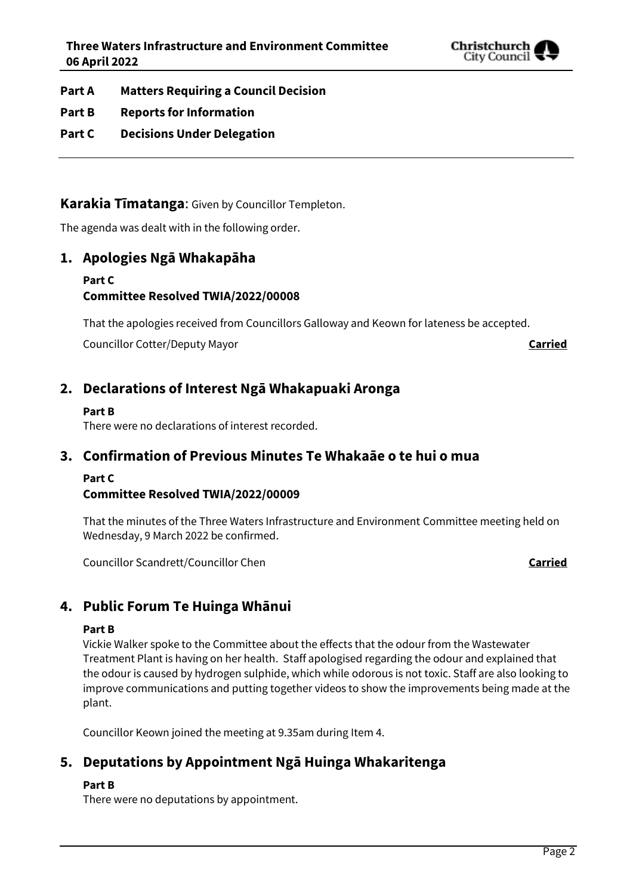**Part A Matters Requiring a Council Decision**

**Part B Reports for Information**

**Part C Decisions Under Delegation**

---

## Karakia Tīmatanga: Given by Councillor Templeton.

The agenda was dealt with in the following order.

## 1. Apologies Ngā Whakapāha

**Part C**
**Committee Resolved TWIA/2022/00008**

That the apologies received from Councillors Galloway and Keown for lateness be accepted.

Councillor Cotter/Deputy Mayor **Carried**

## 2. Declarations of Interest Ngā Whakapuaki Aronga

**Part B**
There were no declarations of interest recorded.

## 3. Confirmation of Previous Minutes Te Whakaāe o te hui o mua

**Part C**
**Committee Resolved TWIA/2022/00009**

That the minutes of the Three Waters Infrastructure and Environment Committee meeting held on Wednesday, 9 March 2022 be confirmed.

Councillor Scandrett/Councillor Chen **Carried**

## 4. Public Forum Te Huinga Whānui

**Part B**
Vickie Walker spoke to the Committee about the effects that the odour from the Wastewater Treatment Plant is having on her health. Staff apologised regarding the odour and explained that the odour is caused by hydrogen sulphide, which while odorous is not toxic. Staff are also looking to improve communications and putting together videos to show the improvements being made at the plant.

Councillor Keown joined the meeting at 9.35am during Item 4.

## 5. Deputations by Appointment Ngā Huinga Whakaritenga

**Part B**
There were no deputations by appointment.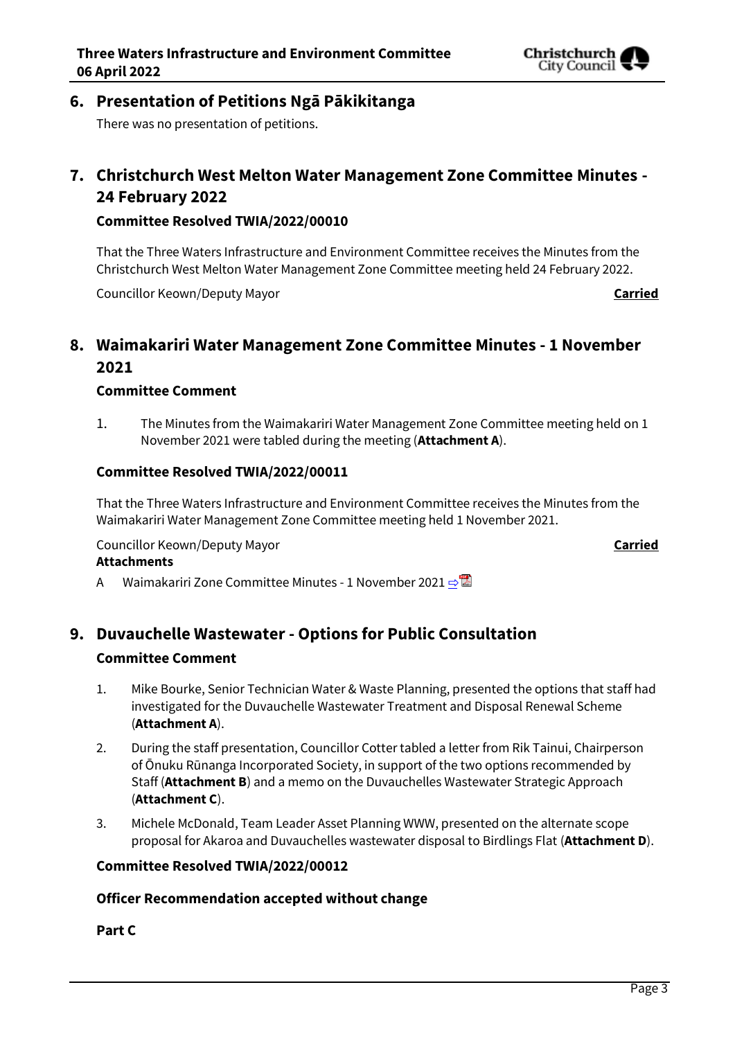## 6. Presentation of Petitions Ngā Pākikitanga

There was no presentation of petitions.

## 7. Christchurch West Melton Water Management Zone Committee Minutes - 24 February 2022

### Committee Resolved TWIA/2022/00010

That the Three Waters Infrastructure and Environment Committee receives the Minutes from the Christchurch West Melton Water Management Zone Committee meeting held 24 February 2022.

Councillor Keown/Deputy Mayor **Carried**

## 8. Waimakariri Water Management Zone Committee Minutes - 1 November 2021

### Committee Comment

1. The Minutes from the Waimakariri Water Management Zone Committee meeting held on 1 November 2021 were tabled during the meeting (**Attachment A**).

### Committee Resolved TWIA/2022/00011

That the Three Waters Infrastructure and Environment Committee receives the Minutes from the Waimakariri Water Management Zone Committee meeting held 1 November 2021.

Councillor Keown/Deputy Mayor **Carried**

**Attachments**

A Waimakariri Zone Committee Minutes - 1 November 2021

## 9. Duvauchelle Wastewater - Options for Public Consultation

### Committee Comment

1. Mike Bourke, Senior Technician Water & Waste Planning, presented the options that staff had investigated for the Duvauchelle Wastewater Treatment and Disposal Renewal Scheme (**Attachment A**).
2. During the staff presentation, Councillor Cotter tabled a letter from Rik Tainui, Chairperson of Ōnuku Rūnanga Incorporated Society, in support of the two options recommended by Staff (**Attachment B**) and a memo on the Duvauchelles Wastewater Strategic Approach (**Attachment C**).
3. Michele McDonald, Team Leader Asset Planning WWW, presented on the alternate scope proposal for Akaroa and Duvauchelles wastewater disposal to Birdlings Flat (**Attachment D**).

### Committee Resolved TWIA/2022/00012

### Officer Recommendation accepted without change

**Part C**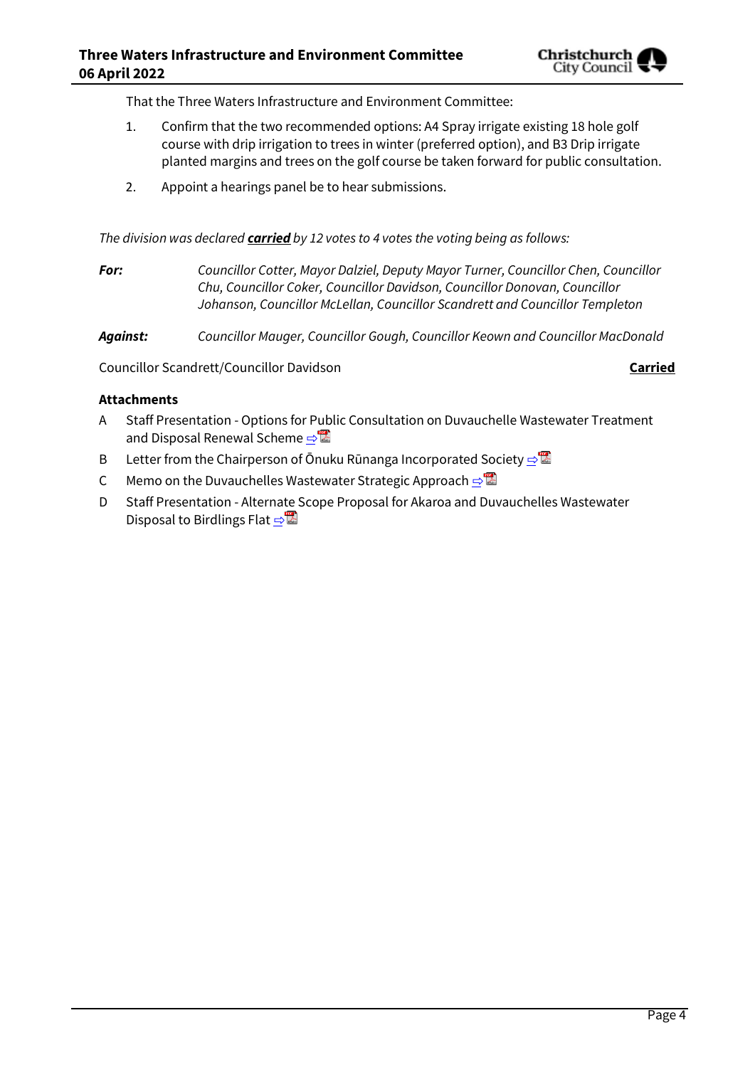That the Three Waters Infrastructure and Environment Committee:

1. Confirm that the two recommended options: A4 Spray irrigate existing 18 hole golf course with drip irrigation to trees in winter (preferred option), and B3 Drip irrigate planted margins and trees on the golf course be taken forward for public consultation.
2. Appoint a hearings panel be to hear submissions.

*The division was declared **carried** by 12 votes to 4 votes the voting being as follows:*

***For:*** *Councillor Cotter, Mayor Dalziel, Deputy Mayor Turner, Councillor Chen, Councillor Chu, Councillor Coker, Councillor Davidson, Councillor Donovan, Councillor Johanson, Councillor McLellan, Councillor Scandrett and Councillor Templeton*

***Against:*** *Councillor Mauger, Councillor Gough, Councillor Keown and Councillor MacDonald*

Councillor Scandrett/Councillor Davidson **Carried**

**Attachments**

A Staff Presentation - Options for Public Consultation on Duvauchelle Wastewater Treatment and Disposal Renewal Scheme ⇨

B Letter from the Chairperson of Ōnuku Rūnanga Incorporated Society ⇨

C Memo on the Duvauchelles Wastewater Strategic Approach ⇨

D Staff Presentation - Alternate Scope Proposal for Akaroa and Duvauchelles Wastewater Disposal to Birdlings Flat ⇨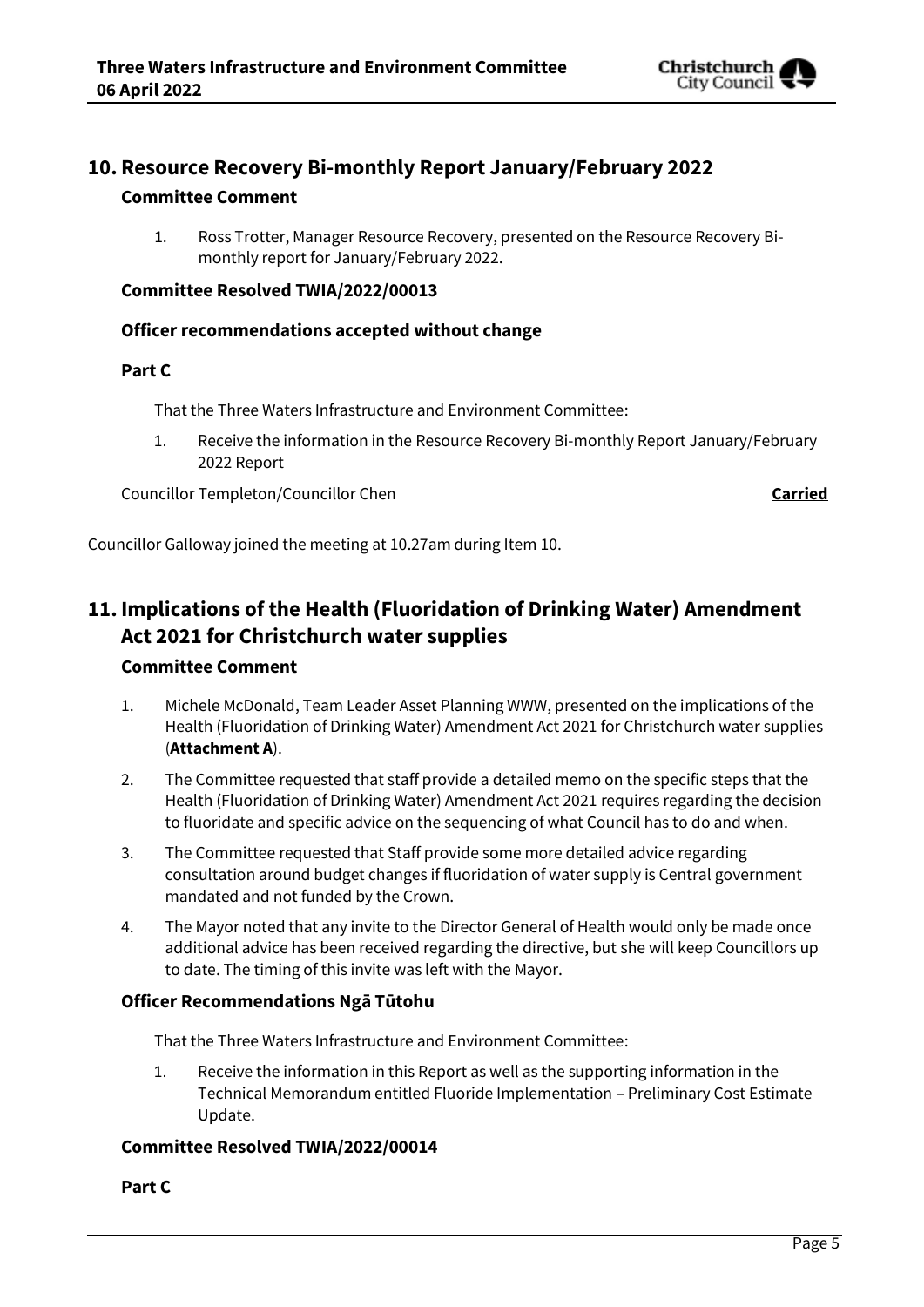## 10. Resource Recovery Bi-monthly Report January/February 2022

### Committee Comment

1. Ross Trotter, Manager Resource Recovery, presented on the Resource Recovery Bi-monthly report for January/February 2022.

**Committee Resolved TWIA/2022/00013**

**Officer recommendations accepted without change**

**Part C**

That the Three Waters Infrastructure and Environment Committee:

1. Receive the information in the Resource Recovery Bi-monthly Report January/February 2022 Report

Councillor Templeton/Councillor Chen **Carried**

Councillor Galloway joined the meeting at 10.27am during Item 10.

## 11. Implications of the Health (Fluoridation of Drinking Water) Amendment Act 2021 for Christchurch water supplies

### Committee Comment

1. Michele McDonald, Team Leader Asset Planning WWW, presented on the implications of the Health (Fluoridation of Drinking Water) Amendment Act 2021 for Christchurch water supplies (**Attachment A**).
2. The Committee requested that staff provide a detailed memo on the specific steps that the Health (Fluoridation of Drinking Water) Amendment Act 2021 requires regarding the decision to fluoridate and specific advice on the sequencing of what Council has to do and when.
3. The Committee requested that Staff provide some more detailed advice regarding consultation around budget changes if fluoridation of water supply is Central government mandated and not funded by the Crown.
4. The Mayor noted that any invite to the Director General of Health would only be made once additional advice has been received regarding the directive, but she will keep Councillors up to date. The timing of this invite was left with the Mayor.

**Officer Recommendations Ngā Tūtohu**

That the Three Waters Infrastructure and Environment Committee:

1. Receive the information in this Report as well as the supporting information in the Technical Memorandum entitled Fluoride Implementation – Preliminary Cost Estimate Update.

**Committee Resolved TWIA/2022/00014**

**Part C**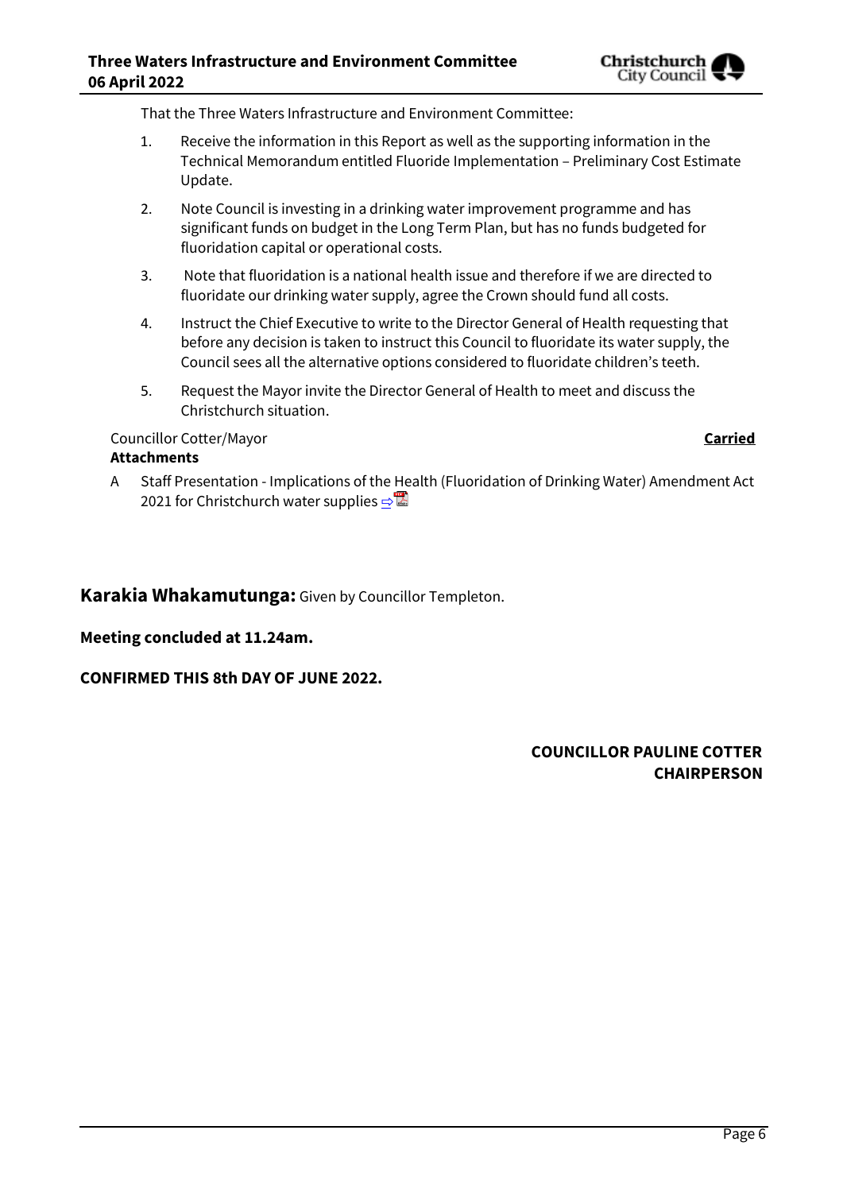That the Three Waters Infrastructure and Environment Committee:

1. Receive the information in this Report as well as the supporting information in the Technical Memorandum entitled Fluoride Implementation – Preliminary Cost Estimate Update.
2. Note Council is investing in a drinking water improvement programme and has significant funds on budget in the Long Term Plan, but has no funds budgeted for fluoridation capital or operational costs.
3. Note that fluoridation is a national health issue and therefore if we are directed to fluoridate our drinking water supply, agree the Crown should fund all costs.
4. Instruct the Chief Executive to write to the Director General of Health requesting that before any decision is taken to instruct this Council to fluoridate its water supply, the Council sees all the alternative options considered to fluoridate children's teeth.
5. Request the Mayor invite the Director General of Health to meet and discuss the Christchurch situation.

Councillor Cotter/Mayor **Carried**

**Attachments**

A Staff Presentation - Implications of the Health (Fluoridation of Drinking Water) Amendment Act 2021 for Christchurch water supplies

**Karakia Whakamutunga:** Given by Councillor Templeton.

**Meeting concluded at 11.24am.**

**CONFIRMED THIS 8th DAY OF JUNE 2022.**

**COUNCILLOR PAULINE COTTER**
**CHAIRPERSON**